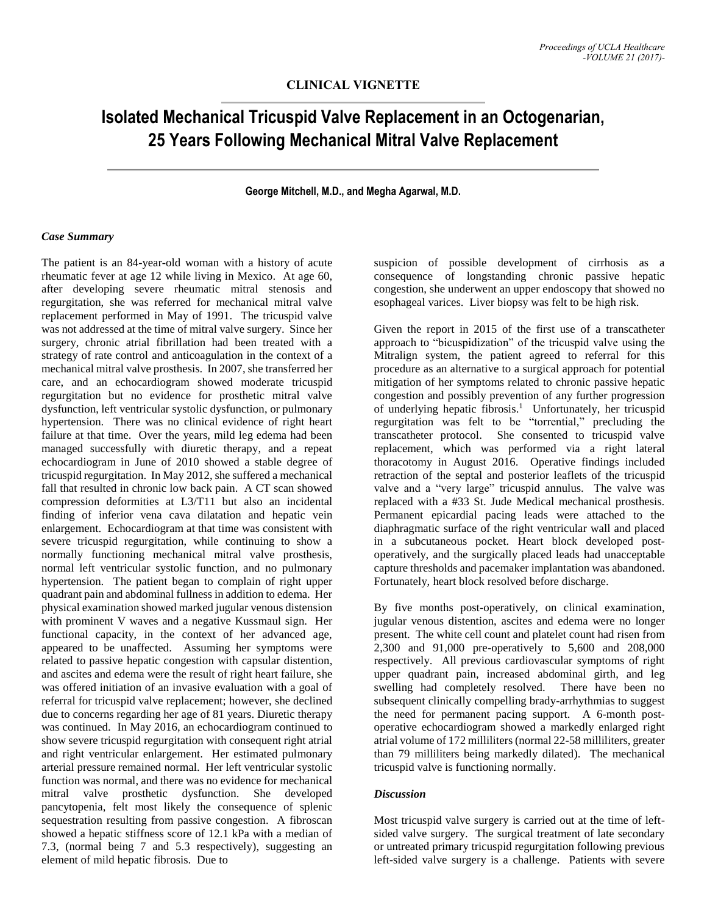**CLINICAL VIGNETTE**

# Isolated Mechanical Tricuspid Valve Replacement in an Octogenarian, 25 Years Following Mechanical Mitral Valve Replacement

**George Mitchell, M.D., and Megha Agarwal, M.D.**

### *Case Summary*

The patient is an 84-year-old woman with a history of acute rheumatic fever at age 12 while living in Mexico. At age 60, after developing severe rheumatic mitral stenosis and regurgitation, she was referred for mechanical mitral valve replacement performed in May of 1991. The tricuspid valve was not addressed at the time of mitral valve surgery. Since her surgery, chronic atrial fibrillation had been treated with a strategy of rate control and anticoagulation in the context of a mechanical mitral valve prosthesis. In 2007, she transferred her care, and an echocardiogram showed moderate tricuspid regurgitation but no evidence for prosthetic mitral valve dysfunction, left ventricular systolic dysfunction, or pulmonary hypertension. There was no clinical evidence of right heart failure at that time. Over the years, mild leg edema had been managed successfully with diuretic therapy, and a repeat echocardiogram in June of 2010 showed a stable degree of tricuspid regurgitation. In May 2012, she suffered a mechanical fall that resulted in chronic low back pain. A CT scan showed compression deformities at L3/T11 but also an incidental finding of inferior vena cava dilatation and hepatic vein enlargement. Echocardiogram at that time was consistent with severe tricuspid regurgitation, while continuing to show a normally functioning mechanical mitral valve prosthesis, normal left ventricular systolic function, and no pulmonary hypertension. The patient began to complain of right upper quadrant pain and abdominal fullness in addition to edema. Her physical examination showed marked jugular venous distension with prominent V waves and a negative Kussmaul sign. Her functional capacity, in the context of her advanced age, appeared to be unaffected. Assuming her symptoms were related to passive hepatic congestion with capsular distention, and ascites and edema were the result of right heart failure, she was offered initiation of an invasive evaluation with a goal of referral for tricuspid valve replacement; however, she declined due to concerns regarding her age of 81 years. Diuretic therapy was continued. In May 2016, an echocardiogram continued to show severe tricuspid regurgitation with consequent right atrial and right ventricular enlargement. Her estimated pulmonary arterial pressure remained normal. Her left ventricular systolic function was normal, and there was no evidence for mechanical mitral valve prosthetic dysfunction. She developed pancytopenia, felt most likely the consequence of splenic sequestration resulting from passive congestion. A fibroscan showed a hepatic stiffness score of 12.1 kPa with a median of 7.3, (normal being 7 and 5.3 respectively), suggesting an element of mild hepatic fibrosis. Due to suspicion of possible development of cirrhosis as a consequence of longstanding chronic passive hepatic congestion, she underwent an upper endoscopy that showed no esophageal varices. Liver biopsy was felt to be high risk.

Given the report in 2015 of the first use of a transcatheter approach to "bicuspidization" of the tricuspid valve using the Mitralign system, the patient agreed to referral for this procedure as an alternative to a surgical approach for potential mitigation of her symptoms related to chronic passive hepatic congestion and possibly prevention of any further progression of underlying hepatic fibrosis.[1] Unfortunately, her tricuspid regurgitation was felt to be "torrential," precluding the transcatheter protocol. She consented to tricuspid valve replacement, which was performed via a right lateral thoracotomy in August 2016. Operative findings included retraction of the septal and posterior leaflets of the tricuspid valve and a "very large" tricuspid annulus. The valve was replaced with a #33 St. Jude Medical mechanical prosthesis. Permanent epicardial pacing leads were attached to the diaphragmatic surface of the right ventricular wall and placed in a subcutaneous pocket. Heart block developed post-operatively, and the surgically placed leads had unacceptable capture thresholds and pacemaker implantation was abandoned. Fortunately, heart block resolved before discharge.

By five months post-operatively, on clinical examination, jugular venous distention, ascites and edema were no longer present. The white cell count and platelet count had risen from 2,300 and 91,000 pre-operatively to 5,600 and 208,000 respectively. All previous cardiovascular symptoms of right upper quadrant pain, increased abdominal girth, and leg swelling had completely resolved. There have been no subsequent clinically compelling brady-arrhythmias to suggest the need for permanent pacing support. A 6-month post-operative echocardiogram showed a markedly enlarged right atrial volume of 172 milliliters (normal 22-58 milliliters, greater than 79 milliliters being markedly dilated). The mechanical tricuspid valve is functioning normally.

### *Discussion*

Most tricuspid valve surgery is carried out at the time of left-sided valve surgery. The surgical treatment of late secondary or untreated primary tricuspid regurgitation following previous left-sided valve surgery is a challenge. Patients with severe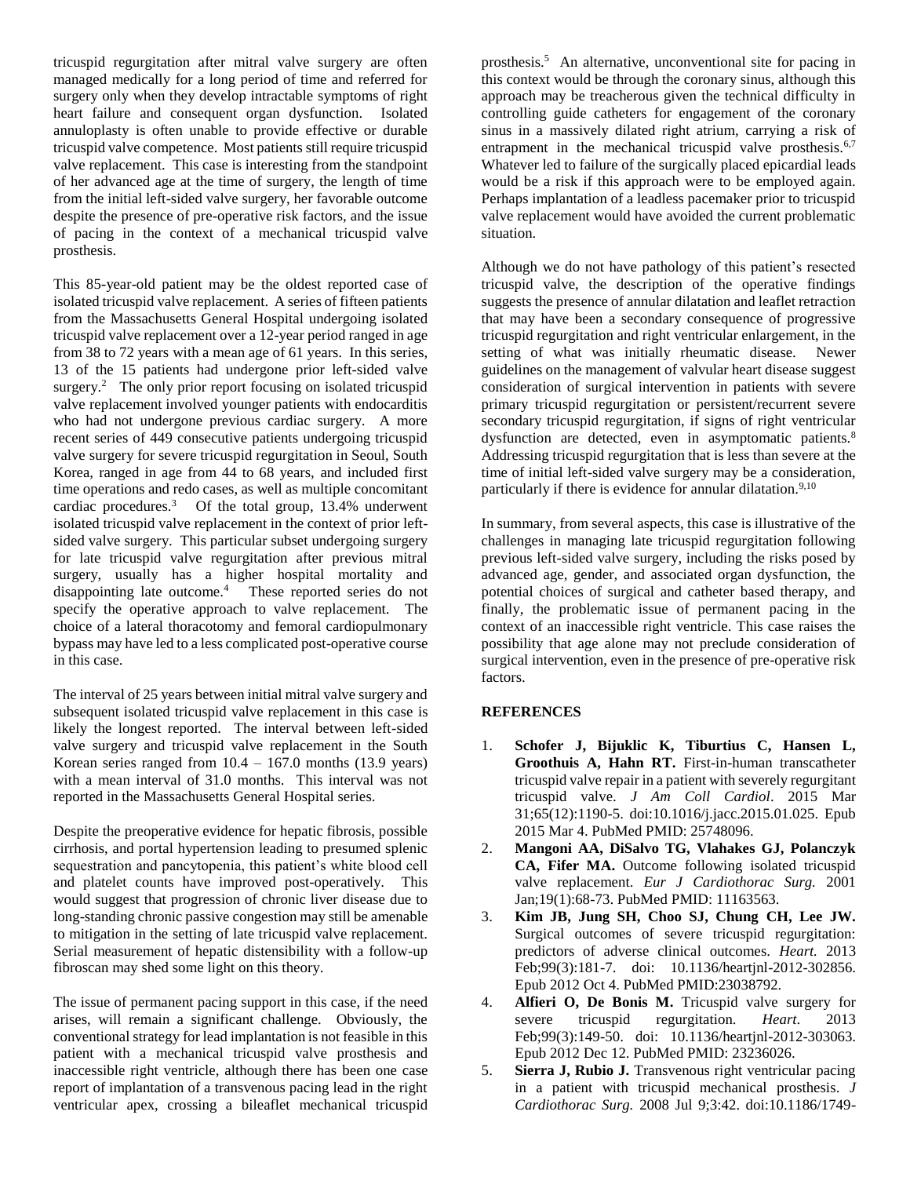tricuspid regurgitation after mitral valve surgery are often managed medically for a long period of time and referred for surgery only when they develop intractable symptoms of right heart failure and consequent organ dysfunction. Isolated annuloplasty is often unable to provide effective or durable tricuspid valve competence. Most patients still require tricuspid valve replacement. This case is interesting from the standpoint of her advanced age at the time of surgery, the length of time from the initial left-sided valve surgery, her favorable outcome despite the presence of pre-operative risk factors, and the issue of pacing in the context of a mechanical tricuspid valve prosthesis.

This 85-year-old patient may be the oldest reported case of isolated tricuspid valve replacement. A series of fifteen patients from the Massachusetts General Hospital undergoing isolated tricuspid valve replacement over a 12-year period ranged in age from 38 to 72 years with a mean age of 61 years. In this series, 13 of the 15 patients had undergone prior left-sided valve surgery.[2] The only prior report focusing on isolated tricuspid valve replacement involved younger patients with endocarditis who had not undergone previous cardiac surgery. A more recent series of 449 consecutive patients undergoing tricuspid valve surgery for severe tricuspid regurgitation in Seoul, South Korea, ranged in age from 44 to 68 years, and included first time operations and redo cases, as well as multiple concomitant cardiac procedures.[3] Of the total group, 13.4% underwent isolated tricuspid valve replacement in the context of prior left-sided valve surgery. This particular subset undergoing surgery for late tricuspid valve regurgitation after previous mitral surgery, usually has a higher hospital mortality and disappointing late outcome.[4] These reported series do not specify the operative approach to valve replacement. The choice of a lateral thoracotomy and femoral cardiopulmonary bypass may have led to a less complicated post-operative course in this case.

The interval of 25 years between initial mitral valve surgery and subsequent isolated tricuspid valve replacement in this case is likely the longest reported. The interval between left-sided valve surgery and tricuspid valve replacement in the South Korean series ranged from 10.4 – 167.0 months (13.9 years) with a mean interval of 31.0 months. This interval was not reported in the Massachusetts General Hospital series.

Despite the preoperative evidence for hepatic fibrosis, possible cirrhosis, and portal hypertension leading to presumed splenic sequestration and pancytopenia, this patient's white blood cell and platelet counts have improved post-operatively. This would suggest that progression of chronic liver disease due to long-standing chronic passive congestion may still be amenable to mitigation in the setting of late tricuspid valve replacement. Serial measurement of hepatic distensibility with a follow-up fibroscan may shed some light on this theory.

The issue of permanent pacing support in this case, if the need arises, will remain a significant challenge. Obviously, the conventional strategy for lead implantation is not feasible in this patient with a mechanical tricuspid valve prosthesis and inaccessible right ventricle, although there has been one case report of implantation of a transvenous pacing lead in the right ventricular apex, crossing a bileaflet mechanical tricuspid prosthesis.[5] An alternative, unconventional site for pacing in this context would be through the coronary sinus, although this approach may be treacherous given the technical difficulty in controlling guide catheters for engagement of the coronary sinus in a massively dilated right atrium, carrying a risk of entrapment in the mechanical tricuspid valve prosthesis.[6,7] Whatever led to failure of the surgically placed epicardial leads would be a risk if this approach were to be employed again. Perhaps implantation of a leadless pacemaker prior to tricuspid valve replacement would have avoided the current problematic situation.

Although we do not have pathology of this patient's resected tricuspid valve, the description of the operative findings suggests the presence of annular dilatation and leaflet retraction that may have been a secondary consequence of progressive tricuspid regurgitation and right ventricular enlargement, in the setting of what was initially rheumatic disease. Newer guidelines on the management of valvular heart disease suggest consideration of surgical intervention in patients with severe primary tricuspid regurgitation or persistent/recurrent severe secondary tricuspid regurgitation, if signs of right ventricular dysfunction are detected, even in asymptomatic patients.[8] Addressing tricuspid regurgitation that is less than severe at the time of initial left-sided valve surgery may be a consideration, particularly if there is evidence for annular dilatation.[9,10]

In summary, from several aspects, this case is illustrative of the challenges in managing late tricuspid regurgitation following previous left-sided valve surgery, including the risks posed by advanced age, gender, and associated organ dysfunction, the potential choices of surgical and catheter based therapy, and finally, the problematic issue of permanent pacing in the context of an inaccessible right ventricle. This case raises the possibility that age alone may not preclude consideration of surgical intervention, even in the presence of pre-operative risk factors.

## REFERENCES

1. **Schofer J, Bijuklic K, Tiburtius C, Hansen L, Groothuis A, Hahn RT.** First-in-human transcatheter tricuspid valve repair in a patient with severely regurgitant tricuspid valve. *J Am Coll Cardiol*. 2015 Mar 31;65(12):1190-5. doi:10.1016/j.jacc.2015.01.025. Epub 2015 Mar 4. PubMed PMID: 25748096.
2. **Mangoni AA, DiSalvo TG, Vlahakes GJ, Polanczyk CA, Fifer MA.** Outcome following isolated tricuspid valve replacement. *Eur J Cardiothorac Surg.* 2001 Jan;19(1):68-73. PubMed PMID: 11163563.
3. **Kim JB, Jung SH, Choo SJ, Chung CH, Lee JW.** Surgical outcomes of severe tricuspid regurgitation: predictors of adverse clinical outcomes. *Heart.* 2013 Feb;99(3):181-7. doi: 10.1136/heartjnl-2012-302856. Epub 2012 Oct 4. PubMed PMID:23038792.
4. **Alfieri O, De Bonis M.** Tricuspid valve surgery for severe tricuspid regurgitation. *Heart*. 2013 Feb;99(3):149-50. doi: 10.1136/heartjnl-2012-303063. Epub 2012 Dec 12. PubMed PMID: 23236026.
5. **Sierra J, Rubio J.** Transvenous right ventricular pacing in a patient with tricuspid mechanical prosthesis. *J Cardiothorac Surg.* 2008 Jul 9;3:42. doi:10.1186/1749-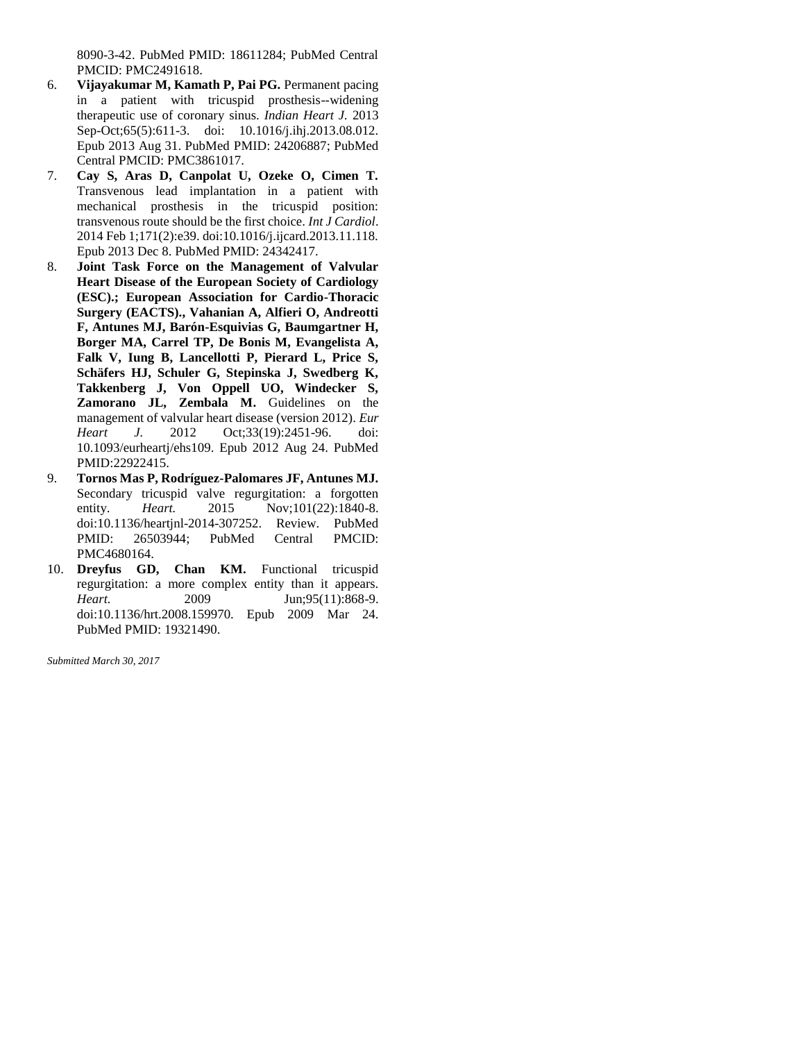8090-3-42. PubMed PMID: 18611284; PubMed Central PMCID: PMC2491618.

6. **Vijayakumar M, Kamath P, Pai PG.** Permanent pacing in a patient with tricuspid prosthesis--widening therapeutic use of coronary sinus. *Indian Heart J.* 2013 Sep-Oct;65(5):611-3. doi: 10.1016/j.ihj.2013.08.012. Epub 2013 Aug 31. PubMed PMID: 24206887; PubMed Central PMCID: PMC3861017.
7. **Cay S, Aras D, Canpolat U, Ozeke O, Cimen T.** Transvenous lead implantation in a patient with mechanical prosthesis in the tricuspid position: transvenous route should be the first choice. *Int J Cardiol*. 2014 Feb 1;171(2):e39. doi:10.1016/j.ijcard.2013.11.118. Epub 2013 Dec 8. PubMed PMID: 24342417.
8. **Joint Task Force on the Management of Valvular Heart Disease of the European Society of Cardiology (ESC).; European Association for Cardio-Thoracic Surgery (EACTS)., Vahanian A, Alfieri O, Andreotti F, Antunes MJ, Barón-Esquivias G, Baumgartner H, Borger MA, Carrel TP, De Bonis M, Evangelista A, Falk V, Iung B, Lancellotti P, Pierard L, Price S, Schäfers HJ, Schuler G, Stepinska J, Swedberg K, Takkenberg J, Von Oppell UO, Windecker S, Zamorano JL, Zembala M.** Guidelines on the management of valvular heart disease (version 2012). *Eur Heart J.* 2012 Oct;33(19):2451-96. doi: 10.1093/eurheartj/ehs109. Epub 2012 Aug 24. PubMed PMID:22922415.
9. **Tornos Mas P, Rodríguez-Palomares JF, Antunes MJ.** Secondary tricuspid valve regurgitation: a forgotten entity. *Heart.* 2015 Nov;101(22):1840-8. doi:10.1136/heartjnl-2014-307252. Review. PubMed PMID: 26503944; PubMed Central PMCID: PMC4680164.
10. **Dreyfus GD, Chan KM.** Functional tricuspid regurgitation: a more complex entity than it appears. *Heart.* 2009 Jun;95(11):868-9. doi:10.1136/hrt.2008.159970. Epub 2009 Mar 24. PubMed PMID: 19321490.

*Submitted March 30, 2017*